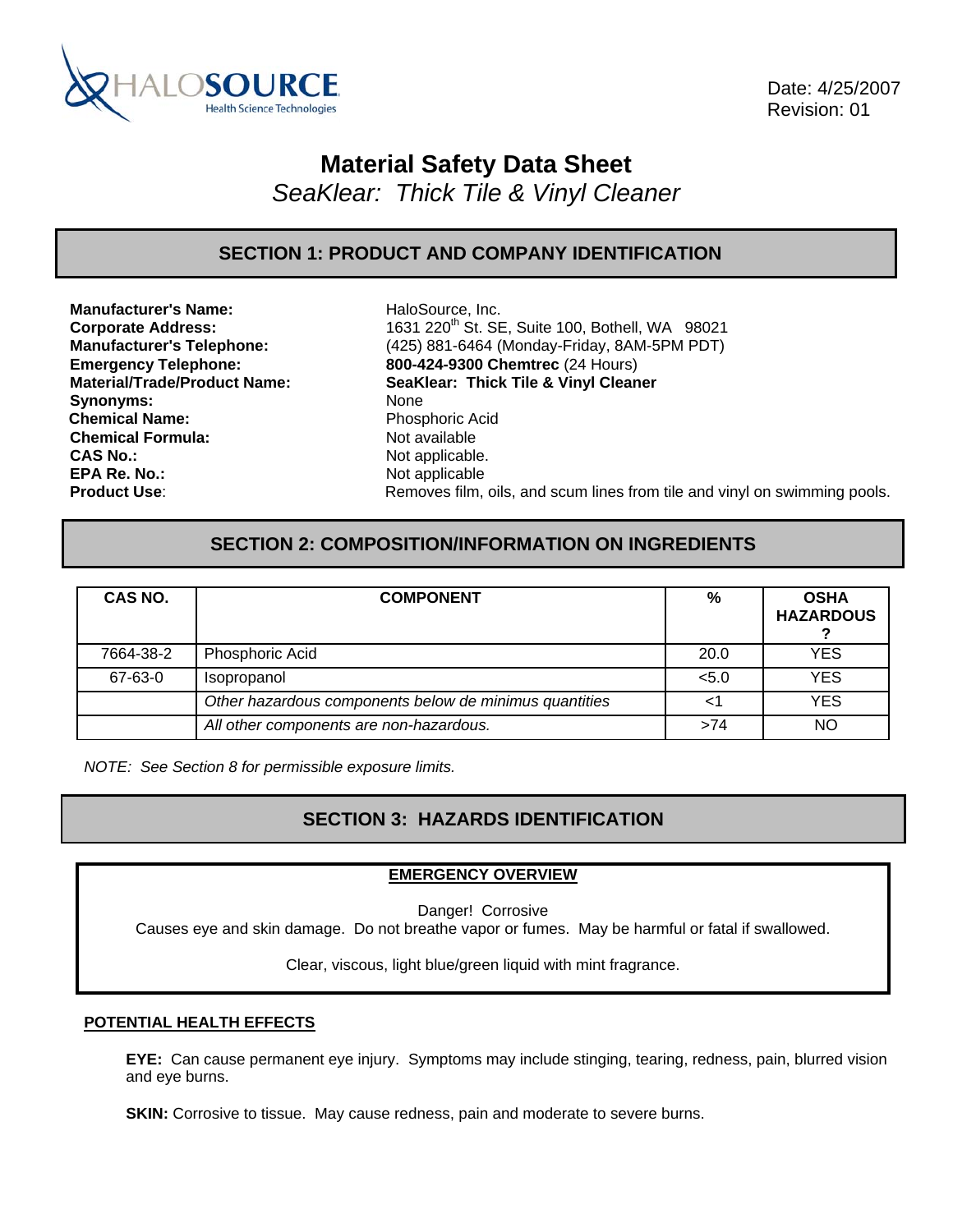HALOSOURCE Health Science Technologies

Date: 4/25/2007
Revision: 01

# Material Safety Data Sheet

*SeaKlear: Thick Tile & Vinyl Cleaner*

## SECTION 1: PRODUCT AND COMPANY IDENTIFICATION

**Manufacturer's Name:** HaloSource, Inc.
**Corporate Address:** 1631 220th St. SE, Suite 100, Bothell, WA 98021
**Manufacturer's Telephone:** (425) 881-6464 (Monday-Friday, 8AM-5PM PDT)
**Emergency Telephone:** **800-424-9300 Chemtrec** (24 Hours)
**Material/Trade/Product Name:** **SeaKlear: Thick Tile & Vinyl Cleaner**
**Synonyms:** None
**Chemical Name:** Phosphoric Acid
**Chemical Formula:** Not available
**CAS No.:** Not applicable.
**EPA Re. No.:** Not applicable
**Product Use**: Removes film, oils, and scum lines from tile and vinyl on swimming pools.

## SECTION 2: COMPOSITION/INFORMATION ON INGREDIENTS

| CAS NO. | COMPONENT | % | OSHA HAZARDOUS ? |
|---|---|---|---|
| 7664-38-2 | Phosphoric Acid | 20.0 | YES |
| 67-63-0 | Isopropanol | <5.0 | YES |
| | *Other hazardous components below de minimus quantities* | <1 | YES |
| | *All other components are non-hazardous.* | >74 | NO |

*NOTE: See Section 8 for permissible exposure limits.*

## SECTION 3: HAZARDS IDENTIFICATION

**EMERGENCY OVERVIEW**

Danger! Corrosive
Causes eye and skin damage. Do not breathe vapor or fumes. May be harmful or fatal if swallowed.

Clear, viscous, light blue/green liquid with mint fragrance.

**POTENTIAL HEALTH EFFECTS**

**EYE:** Can cause permanent eye injury. Symptoms may include stinging, tearing, redness, pain, blurred vision and eye burns.

**SKIN:** Corrosive to tissue. May cause redness, pain and moderate to severe burns.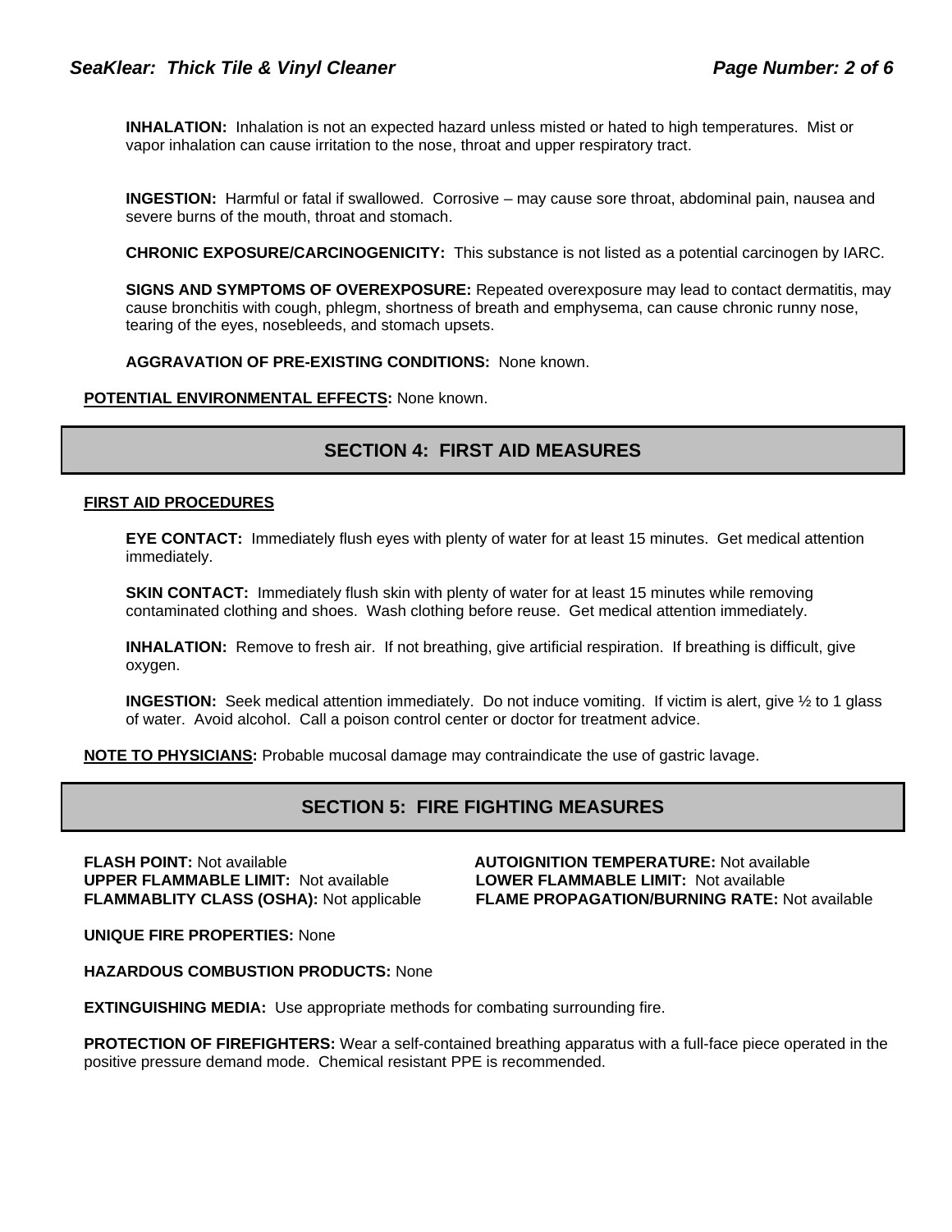**INHALATION:** Inhalation is not an expected hazard unless misted or hated to high temperatures. Mist or vapor inhalation can cause irritation to the nose, throat and upper respiratory tract.

**INGESTION:** Harmful or fatal if swallowed. Corrosive – may cause sore throat, abdominal pain, nausea and severe burns of the mouth, throat and stomach.

**CHRONIC EXPOSURE/CARCINOGENICITY:** This substance is not listed as a potential carcinogen by IARC.

**SIGNS AND SYMPTOMS OF OVEREXPOSURE:** Repeated overexposure may lead to contact dermatitis, may cause bronchitis with cough, phlegm, shortness of breath and emphysema, can cause chronic runny nose, tearing of the eyes, nosebleeds, and stomach upsets.

**AGGRAVATION OF PRE-EXISTING CONDITIONS:** None known.

**POTENTIAL ENVIRONMENTAL EFFECTS:** None known.

## SECTION 4: FIRST AID MEASURES

**FIRST AID PROCEDURES**

**EYE CONTACT:** Immediately flush eyes with plenty of water for at least 15 minutes. Get medical attention immediately.

**SKIN CONTACT:** Immediately flush skin with plenty of water for at least 15 minutes while removing contaminated clothing and shoes. Wash clothing before reuse. Get medical attention immediately.

**INHALATION:** Remove to fresh air. If not breathing, give artificial respiration. If breathing is difficult, give oxygen.

**INGESTION:** Seek medical attention immediately. Do not induce vomiting. If victim is alert, give ½ to 1 glass of water. Avoid alcohol. Call a poison control center or doctor for treatment advice.

**NOTE TO PHYSICIANS:** Probable mucosal damage may contraindicate the use of gastric lavage.

## SECTION 5: FIRE FIGHTING MEASURES

**FLASH POINT:** Not available

**AUTOIGNITION TEMPERATURE:** Not available

**UPPER FLAMMABLE LIMIT:** Not available

**LOWER FLAMMABLE LIMIT:** Not available

**FLAMMABLITY CLASS (OSHA):** Not applicable

**FLAME PROPAGATION/BURNING RATE:** Not available

**UNIQUE FIRE PROPERTIES:** None

**HAZARDOUS COMBUSTION PRODUCTS:** None

**EXTINGUISHING MEDIA:** Use appropriate methods for combating surrounding fire.

**PROTECTION OF FIREFIGHTERS:** Wear a self-contained breathing apparatus with a full-face piece operated in the positive pressure demand mode. Chemical resistant PPE is recommended.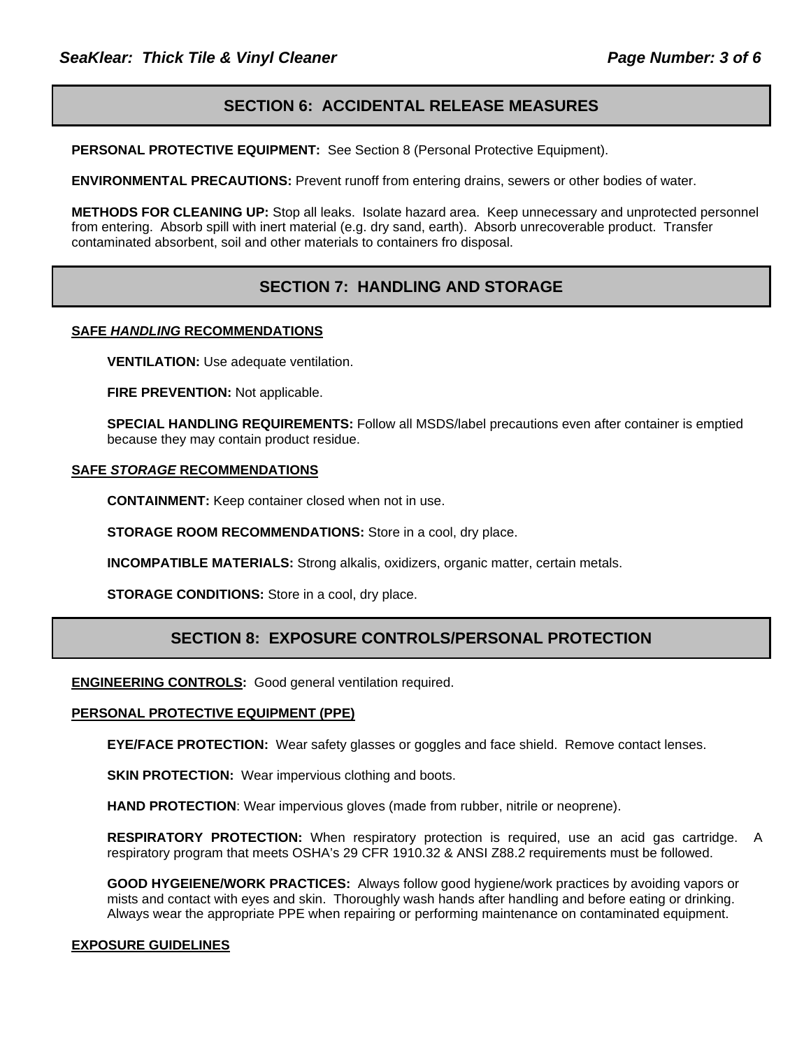## SECTION 6: ACCIDENTAL RELEASE MEASURES

**PERSONAL PROTECTIVE EQUIPMENT:** See Section 8 (Personal Protective Equipment).

**ENVIRONMENTAL PRECAUTIONS:** Prevent runoff from entering drains, sewers or other bodies of water.

**METHODS FOR CLEANING UP:** Stop all leaks. Isolate hazard area. Keep unnecessary and unprotected personnel from entering. Absorb spill with inert material (e.g. dry sand, earth). Absorb unrecoverable product. Transfer contaminated absorbent, soil and other materials to containers fro disposal.

## SECTION 7: HANDLING AND STORAGE

**SAFE *HANDLING* RECOMMENDATIONS**

**VENTILATION:** Use adequate ventilation.

**FIRE PREVENTION:** Not applicable.

**SPECIAL HANDLING REQUIREMENTS:** Follow all MSDS/label precautions even after container is emptied because they may contain product residue.

**SAFE *STORAGE* RECOMMENDATIONS**

**CONTAINMENT:** Keep container closed when not in use.

**STORAGE ROOM RECOMMENDATIONS:** Store in a cool, dry place.

**INCOMPATIBLE MATERIALS:** Strong alkalis, oxidizers, organic matter, certain metals.

**STORAGE CONDITIONS:** Store in a cool, dry place.

## SECTION 8: EXPOSURE CONTROLS/PERSONAL PROTECTION

**ENGINEERING CONTROLS:** Good general ventilation required.

**PERSONAL PROTECTIVE EQUIPMENT (PPE)**

**EYE/FACE PROTECTION:** Wear safety glasses or goggles and face shield. Remove contact lenses.

**SKIN PROTECTION:** Wear impervious clothing and boots.

**HAND PROTECTION**: Wear impervious gloves (made from rubber, nitrile or neoprene).

**RESPIRATORY PROTECTION:** When respiratory protection is required, use an acid gas cartridge. A respiratory program that meets OSHA's 29 CFR 1910.32 & ANSI Z88.2 requirements must be followed.

**GOOD HYGEIENE/WORK PRACTICES:** Always follow good hygiene/work practices by avoiding vapors or mists and contact with eyes and skin. Thoroughly wash hands after handling and before eating or drinking. Always wear the appropriate PPE when repairing or performing maintenance on contaminated equipment.

**EXPOSURE GUIDELINES**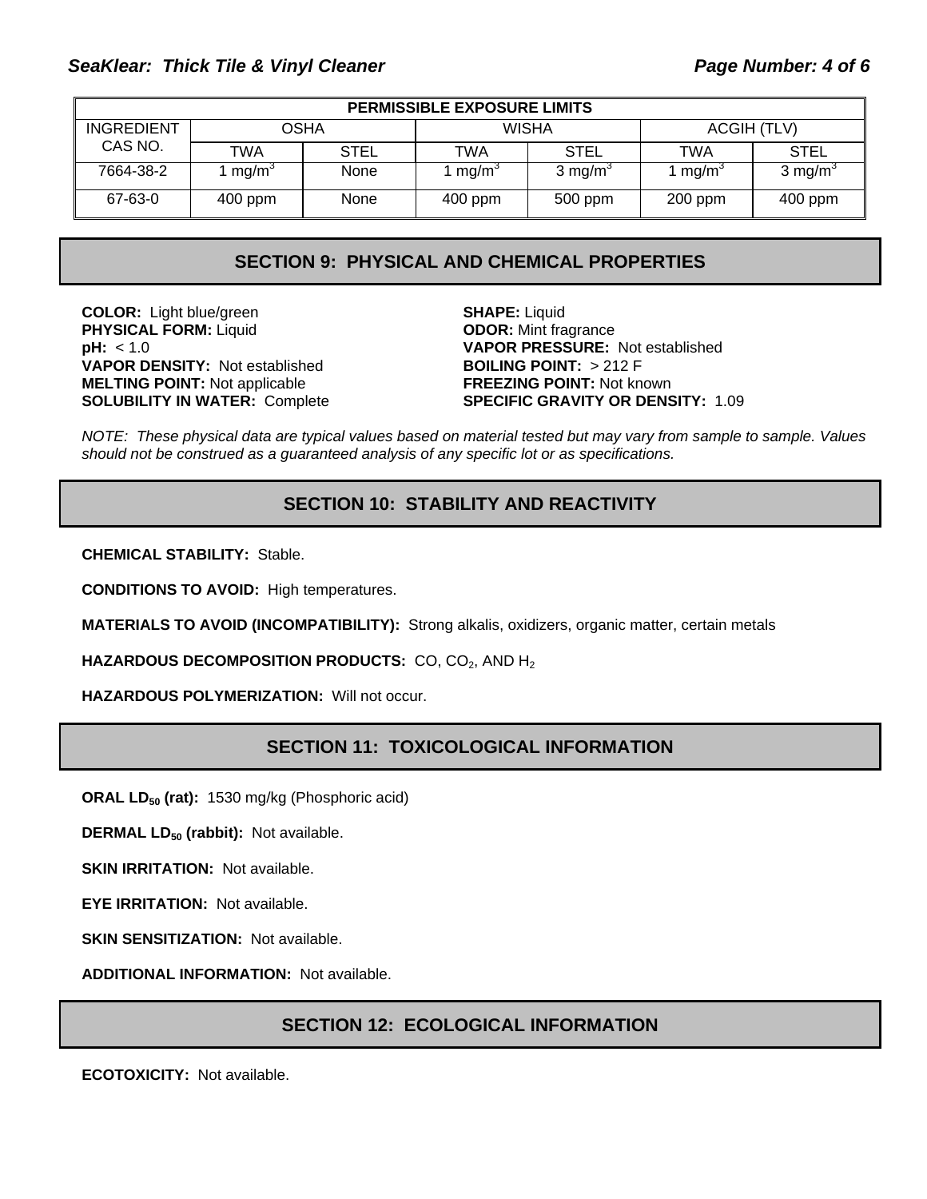| PERMISSIBLE EXPOSURE LIMITS | | | | | | |
|---|---|---|---|---|---|---|
| INGREDIENT CAS NO. | OSHA | | WISHA | | ACGIH (TLV) | |
| | TWA | STEL | TWA | STEL | TWA | STEL |
| 7664-38-2 | 1 mg/m$^3$ | None | 1 mg/m$^3$ | 3 mg/m$^3$ | 1 mg/m$^3$ | 3 mg/m$^3$ |
| 67-63-0 | 400 ppm | None | 400 ppm | 500 ppm | 200 ppm | 400 ppm |

## SECTION 9: PHYSICAL AND CHEMICAL PROPERTIES

**COLOR:** Light blue/green
**PHYSICAL FORM:** Liquid
**pH:** < 1.0
**VAPOR DENSITY:** Not established
**MELTING POINT:** Not applicable
**SOLUBILITY IN WATER:** Complete
**SHAPE:** Liquid
**ODOR:** Mint fragrance
**VAPOR PRESSURE:** Not established
**BOILING POINT:** > 212 F
**FREEZING POINT:** Not known
**SPECIFIC GRAVITY OR DENSITY:** 1.09

*NOTE: These physical data are typical values based on material tested but may vary from sample to sample. Values should not be construed as a guaranteed analysis of any specific lot or as specifications.*

## SECTION 10: STABILITY AND REACTIVITY

**CHEMICAL STABILITY:** Stable.

**CONDITIONS TO AVOID:** High temperatures.

**MATERIALS TO AVOID (INCOMPATIBILITY):** Strong alkalis, oxidizers, organic matter, certain metals

**HAZARDOUS DECOMPOSITION PRODUCTS:** CO, $CO_2$, AND $H_2$

**HAZARDOUS POLYMERIZATION:** Will not occur.

## SECTION 11: TOXICOLOGICAL INFORMATION

**ORAL $LD_{50}$ (rat):** 1530 mg/kg (Phosphoric acid)

**DERMAL $LD_{50}$ (rabbit):** Not available.

**SKIN IRRITATION:** Not available.

**EYE IRRITATION:** Not available.

**SKIN SENSITIZATION:** Not available.

**ADDITIONAL INFORMATION:** Not available.

## SECTION 12: ECOLOGICAL INFORMATION

**ECOTOXICITY:** Not available.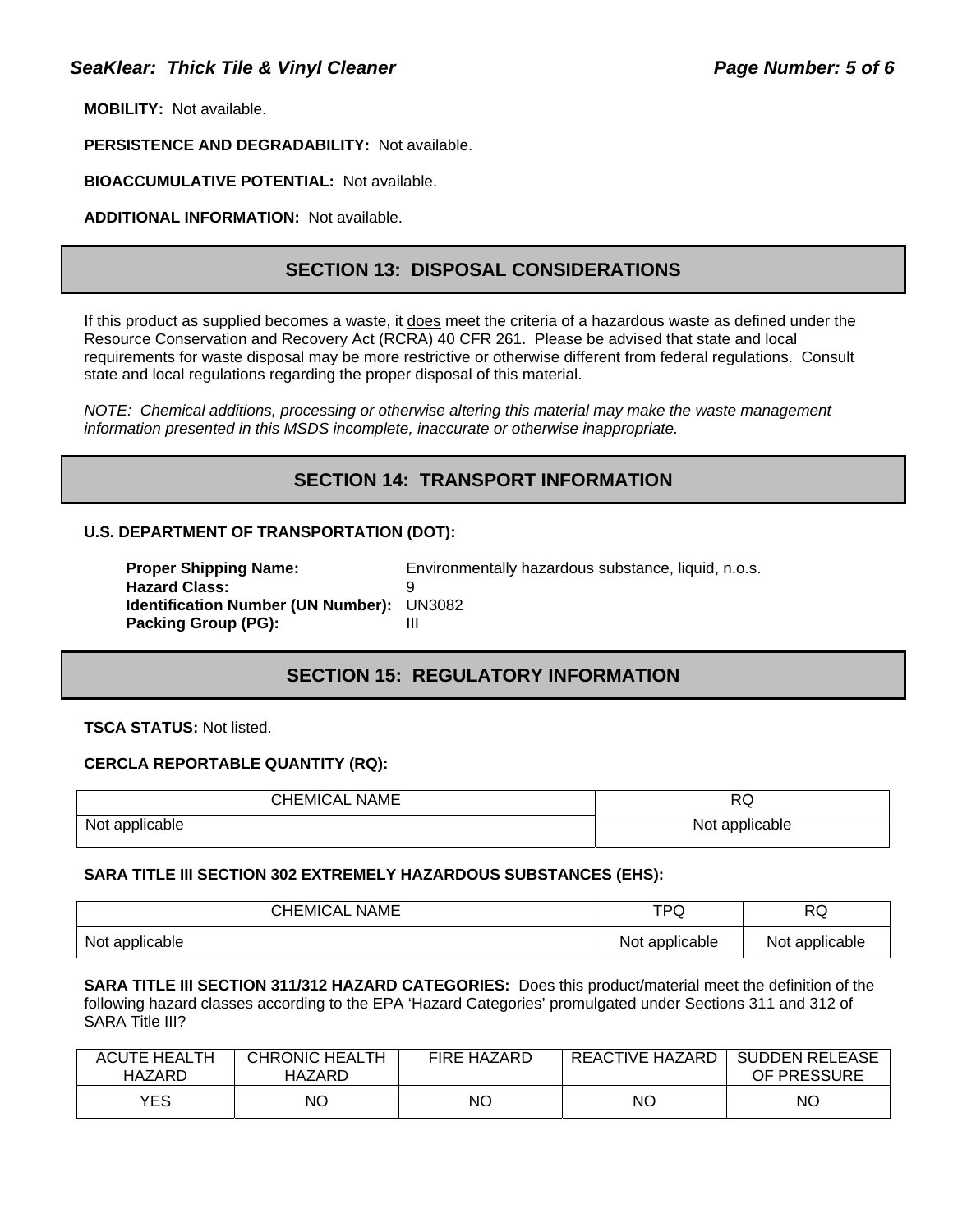**MOBILITY:** Not available.

**PERSISTENCE AND DEGRADABILITY:** Not available.

**BIOACCUMULATIVE POTENTIAL:** Not available.

**ADDITIONAL INFORMATION:** Not available.

## SECTION 13: DISPOSAL CONSIDERATIONS

If this product as supplied becomes a waste, it does meet the criteria of a hazardous waste as defined under the Resource Conservation and Recovery Act (RCRA) 40 CFR 261. Please be advised that state and local requirements for waste disposal may be more restrictive or otherwise different from federal regulations. Consult state and local regulations regarding the proper disposal of this material.

*NOTE: Chemical additions, processing or otherwise altering this material may make the waste management information presented in this MSDS incomplete, inaccurate or otherwise inappropriate.*

## SECTION 14: TRANSPORT INFORMATION

**U.S. DEPARTMENT OF TRANSPORTATION (DOT):**

**Proper Shipping Name:** Environmentally hazardous substance, liquid, n.o.s.
**Hazard Class:** 9
**Identification Number (UN Number):** UN3082
**Packing Group (PG):** III

## SECTION 15: REGULATORY INFORMATION

**TSCA STATUS:** Not listed.

**CERCLA REPORTABLE QUANTITY (RQ):**

| CHEMICAL NAME | RQ |
|---|---|
| Not applicable | Not applicable |

**SARA TITLE III SECTION 302 EXTREMELY HAZARDOUS SUBSTANCES (EHS):**

| CHEMICAL NAME | TPQ | RQ |
|---|---|---|
| Not applicable | Not applicable | Not applicable |

**SARA TITLE III SECTION 311/312 HAZARD CATEGORIES:** Does this product/material meet the definition of the following hazard classes according to the EPA 'Hazard Categories' promulgated under Sections 311 and 312 of SARA Title III?

| ACUTE HEALTH HAZARD | CHRONIC HEALTH HAZARD | FIRE HAZARD | REACTIVE HAZARD | SUDDEN RELEASE OF PRESSURE |
|---|---|---|---|---|
| YES | NO | NO | NO | NO |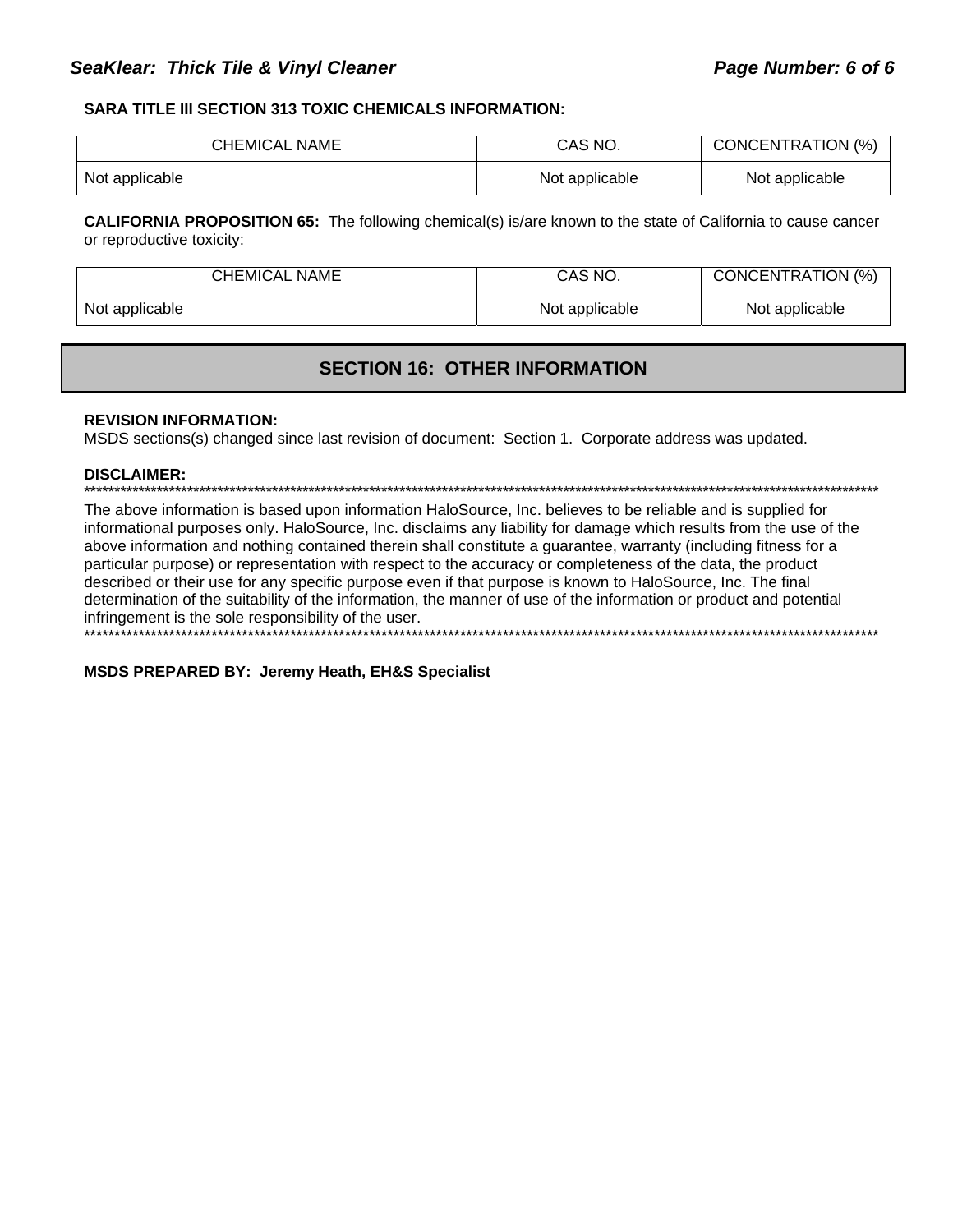**SARA TITLE III SECTION 313 TOXIC CHEMICALS INFORMATION:**

| CHEMICAL NAME | CAS NO. | CONCENTRATION (%) |
|---|---|---|
| Not applicable | Not applicable | Not applicable |

**CALIFORNIA PROPOSITION 65:** The following chemical(s) is/are known to the state of California to cause cancer or reproductive toxicity:

| CHEMICAL NAME | CAS NO. | CONCENTRATION (%) |
|---|---|---|
| Not applicable | Not applicable | Not applicable |

## SECTION 16: OTHER INFORMATION

**REVISION INFORMATION:**
MSDS sections(s) changed since last revision of document: Section 1. Corporate address was updated.

**DISCLAIMER:**

*****************************************************************************************************************************************

The above information is based upon information HaloSource, Inc. believes to be reliable and is supplied for informational purposes only. HaloSource, Inc. disclaims any liability for damage which results from the use of the above information and nothing contained therein shall constitute a guarantee, warranty (including fitness for a particular purpose) or representation with respect to the accuracy or completeness of the data, the product described or their use for any specific purpose even if that purpose is known to HaloSource, Inc. The final determination of the suitability of the information, the manner of use of the information or product and potential infringement is the sole responsibility of the user.

*****************************************************************************************************************************************

**MSDS PREPARED BY: Jeremy Heath, EH&S Specialist**